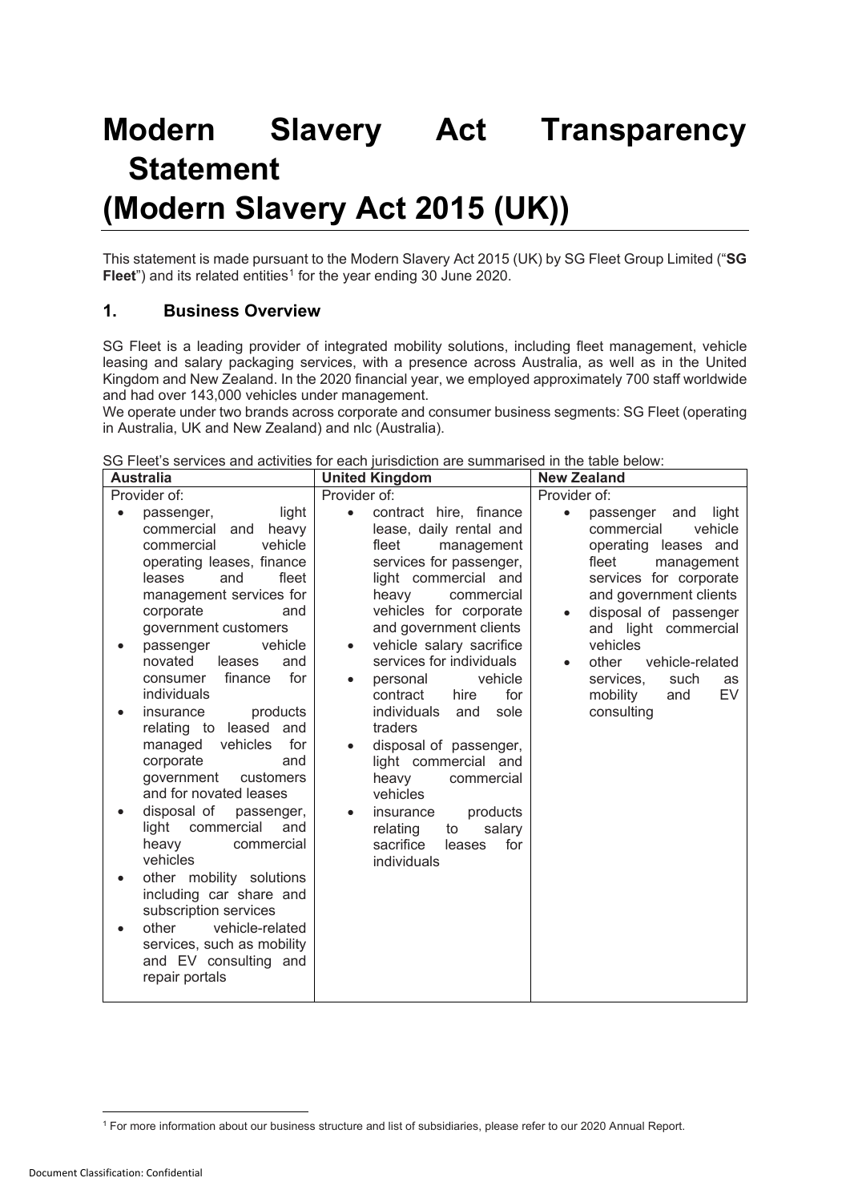# Modern Slavery Act Transparency Statement (Modern Slavery Act 2015 (UK))

This statement is made pursuant to the Modern Slavery Act 2015 (UK) by SG Fleet Group Limited ("**SG Fleet**") and its related entities[1] for the year ending 30 June 2020.

## 1. Business Overview

SG Fleet is a leading provider of integrated mobility solutions, including fleet management, vehicle leasing and salary packaging services, with a presence across Australia, as well as in the United Kingdom and New Zealand. In the 2020 financial year, we employed approximately 700 staff worldwide and had over 143,000 vehicles under management.

We operate under two brands across corporate and consumer business segments: SG Fleet (operating in Australia, UK and New Zealand) and nlc (Australia).

SG Fleet's services and activities for each jurisdiction are summarised in the table below:

| Australia | United Kingdom | New Zealand |
|---|---|---|
| Provider of:<br>• passenger, light commercial and heavy commercial vehicle operating leases, finance leases and fleet management services for corporate and government customers<br>• passenger vehicle novated leases and consumer finance for individuals<br>• insurance products relating to leased and managed vehicles for corporate and government customers and for novated leases<br>• disposal of passenger, light commercial and heavy commercial vehicles<br>• other mobility solutions including car share and subscription services<br>• other vehicle-related services, such as mobility and EV consulting and repair portals | Provider of:<br>• contract hire, finance lease, daily rental and fleet management services for passenger, light commercial and heavy commercial vehicles for corporate and government clients<br>• vehicle salary sacrifice services for individuals<br>• personal vehicle contract hire for individuals and sole traders<br>• disposal of passenger, light commercial and heavy commercial vehicles<br>• insurance products relating to salary sacrifice leases for individuals | Provider of:<br>• passenger and light commercial vehicle operating leases and fleet management services for corporate and government clients<br>• disposal of passenger and light commercial vehicles<br>• other vehicle-related services, such as mobility and EV consulting |

[1] For more information about our business structure and list of subsidiaries, please refer to our 2020 Annual Report.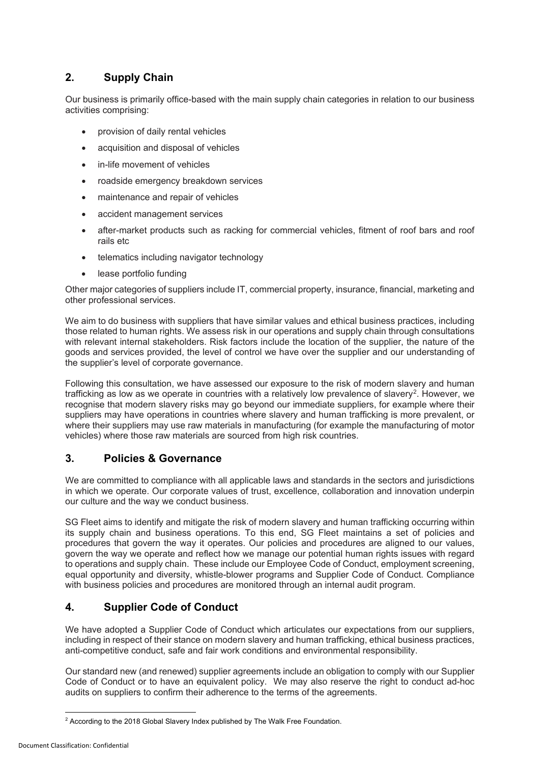## 2. Supply Chain

Our business is primarily office-based with the main supply chain categories in relation to our business activities comprising:

- provision of daily rental vehicles
- acquisition and disposal of vehicles
- in-life movement of vehicles
- roadside emergency breakdown services
- maintenance and repair of vehicles
- accident management services
- after-market products such as racking for commercial vehicles, fitment of roof bars and roof rails etc
- telematics including navigator technology
- lease portfolio funding

Other major categories of suppliers include IT, commercial property, insurance, financial, marketing and other professional services.

We aim to do business with suppliers that have similar values and ethical business practices, including those related to human rights. We assess risk in our operations and supply chain through consultations with relevant internal stakeholders. Risk factors include the location of the supplier, the nature of the goods and services provided, the level of control we have over the supplier and our understanding of the supplier's level of corporate governance.

Following this consultation, we have assessed our exposure to the risk of modern slavery and human trafficking as low as we operate in countries with a relatively low prevalence of slavery[2]. However, we recognise that modern slavery risks may go beyond our immediate suppliers, for example where their suppliers may have operations in countries where slavery and human trafficking is more prevalent, or where their suppliers may use raw materials in manufacturing (for example the manufacturing of motor vehicles) where those raw materials are sourced from high risk countries.

## 3. Policies & Governance

We are committed to compliance with all applicable laws and standards in the sectors and jurisdictions in which we operate. Our corporate values of trust, excellence, collaboration and innovation underpin our culture and the way we conduct business.

SG Fleet aims to identify and mitigate the risk of modern slavery and human trafficking occurring within its supply chain and business operations. To this end, SG Fleet maintains a set of policies and procedures that govern the way it operates. Our policies and procedures are aligned to our values, govern the way we operate and reflect how we manage our potential human rights issues with regard to operations and supply chain. These include our Employee Code of Conduct, employment screening, equal opportunity and diversity, whistle-blower programs and Supplier Code of Conduct. Compliance with business policies and procedures are monitored through an internal audit program.

## 4. Supplier Code of Conduct

We have adopted a Supplier Code of Conduct which articulates our expectations from our suppliers, including in respect of their stance on modern slavery and human trafficking, ethical business practices, anti-competitive conduct, safe and fair work conditions and environmental responsibility.

Our standard new (and renewed) supplier agreements include an obligation to comply with our Supplier Code of Conduct or to have an equivalent policy. We may also reserve the right to conduct ad-hoc audits on suppliers to confirm their adherence to the terms of the agreements.

[2] According to the 2018 Global Slavery Index published by The Walk Free Foundation.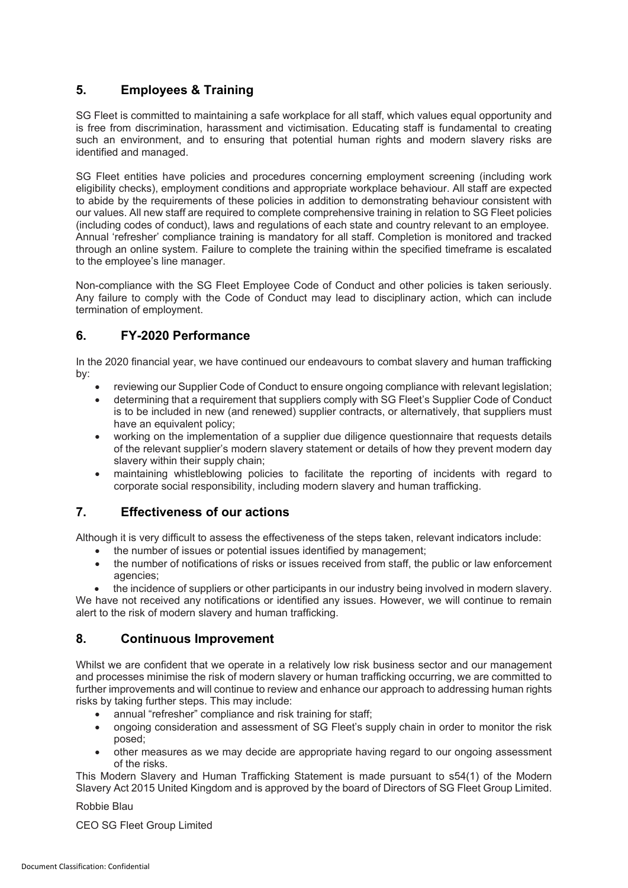## 5. Employees & Training

SG Fleet is committed to maintaining a safe workplace for all staff, which values equal opportunity and is free from discrimination, harassment and victimisation. Educating staff is fundamental to creating such an environment, and to ensuring that potential human rights and modern slavery risks are identified and managed.

SG Fleet entities have policies and procedures concerning employment screening (including work eligibility checks), employment conditions and appropriate workplace behaviour. All staff are expected to abide by the requirements of these policies in addition to demonstrating behaviour consistent with our values. All new staff are required to complete comprehensive training in relation to SG Fleet policies (including codes of conduct), laws and regulations of each state and country relevant to an employee. Annual 'refresher' compliance training is mandatory for all staff. Completion is monitored and tracked through an online system. Failure to complete the training within the specified timeframe is escalated to the employee's line manager.

Non-compliance with the SG Fleet Employee Code of Conduct and other policies is taken seriously. Any failure to comply with the Code of Conduct may lead to disciplinary action, which can include termination of employment.

## 6. FY-2020 Performance

In the 2020 financial year, we have continued our endeavours to combat slavery and human trafficking by:

- reviewing our Supplier Code of Conduct to ensure ongoing compliance with relevant legislation;
- determining that a requirement that suppliers comply with SG Fleet's Supplier Code of Conduct is to be included in new (and renewed) supplier contracts, or alternatively, that suppliers must have an equivalent policy;
- working on the implementation of a supplier due diligence questionnaire that requests details of the relevant supplier's modern slavery statement or details of how they prevent modern day slavery within their supply chain;
- maintaining whistleblowing policies to facilitate the reporting of incidents with regard to corporate social responsibility, including modern slavery and human trafficking.

## 7. Effectiveness of our actions

Although it is very difficult to assess the effectiveness of the steps taken, relevant indicators include:

- the number of issues or potential issues identified by management;
- the number of notifications of risks or issues received from staff, the public or law enforcement agencies;
- the incidence of suppliers or other participants in our industry being involved in modern slavery.

We have not received any notifications or identified any issues. However, we will continue to remain alert to the risk of modern slavery and human trafficking.

## 8. Continuous Improvement

Whilst we are confident that we operate in a relatively low risk business sector and our management and processes minimise the risk of modern slavery or human trafficking occurring, we are committed to further improvements and will continue to review and enhance our approach to addressing human rights risks by taking further steps. This may include:

- annual "refresher" compliance and risk training for staff;
- ongoing consideration and assessment of SG Fleet's supply chain in order to monitor the risk posed;
- other measures as we may decide are appropriate having regard to our ongoing assessment of the risks.

This Modern Slavery and Human Trafficking Statement is made pursuant to s54(1) of the Modern Slavery Act 2015 United Kingdom and is approved by the board of Directors of SG Fleet Group Limited.

Robbie Blau

CEO SG Fleet Group Limited